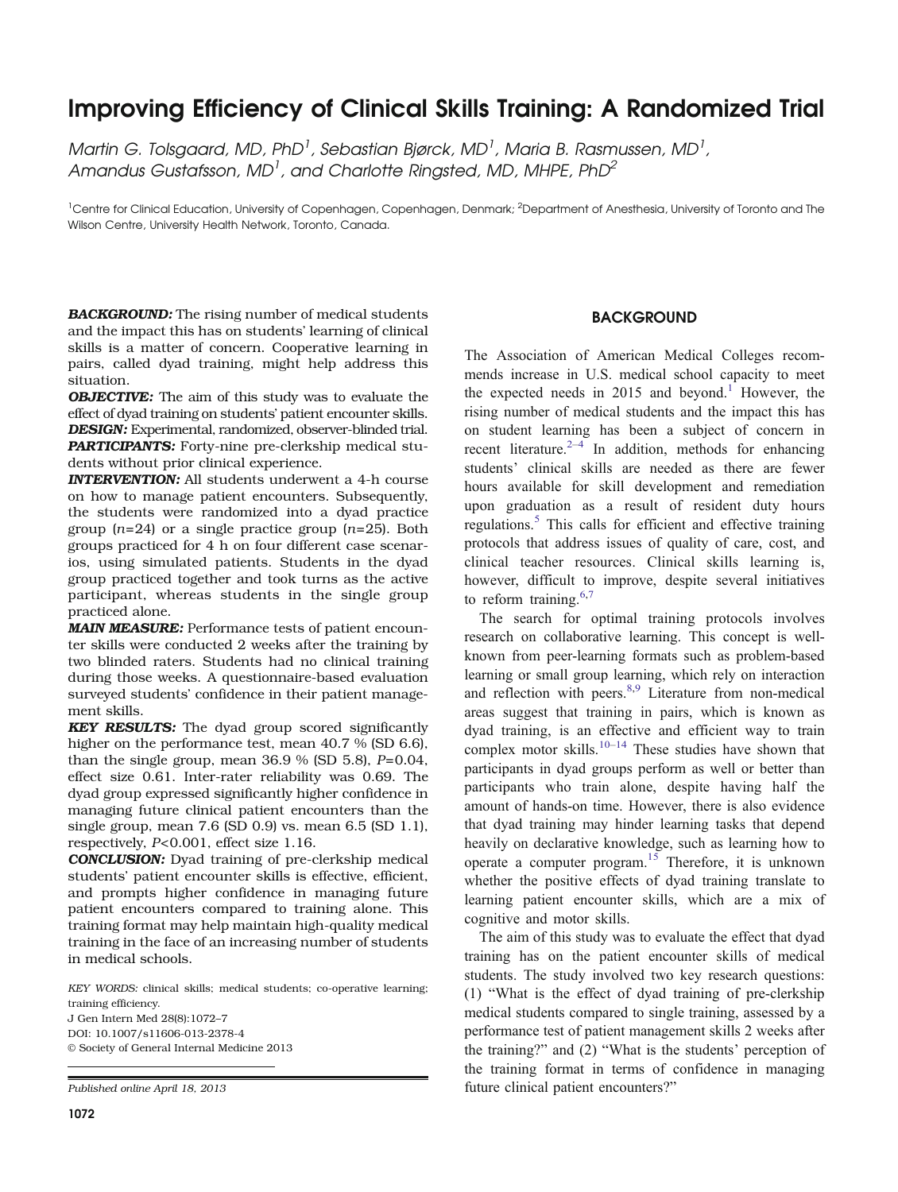# Improving Efficiency of Clinical Skills Training: A Randomized Trial

*Martin G. Tolsgaard, MD, PhD*[1], *Sebastian Bjørck, MD*[1], *Maria B. Rasmussen, MD*[1], *Amandus Gustafsson, MD*[1], and *Charlotte Ringsted, MD, MHPE, PhD*[2]

[1]Centre for Clinical Education, University of Copenhagen, Copenhagen, Denmark; [2]Department of Anesthesia, University of Toronto and The Wilson Centre, University Health Network, Toronto, Canada.

***BACKGROUND:*** The rising number of medical students and the impact this has on students' learning of clinical skills is a matter of concern. Cooperative learning in pairs, called dyad training, might help address this situation.

***OBJECTIVE:*** The aim of this study was to evaluate the effect of dyad training on students' patient encounter skills.

***DESIGN:*** Experimental, randomized, observer-blinded trial.

***PARTICIPANTS:*** Forty-nine pre-clerkship medical students without prior clinical experience.

***INTERVENTION:*** All students underwent a 4-h course on how to manage patient encounters. Subsequently, the students were randomized into a dyad practice group ($n$=24) or a single practice group ($n$=25). Both groups practiced for 4 h on four different case scenarios, using simulated patients. Students in the dyad group practiced together and took turns as the active participant, whereas students in the single group practiced alone.

***MAIN MEASURE:*** Performance tests of patient encounter skills were conducted 2 weeks after the training by two blinded raters. Students had no clinical training during those weeks. A questionnaire-based evaluation surveyed students' confidence in their patient management skills.

***KEY RESULTS:*** The dyad group scored significantly higher on the performance test, mean 40.7 % (SD 6.6), than the single group, mean 36.9 % (SD 5.8), $P$=0.04, effect size 0.61. Inter-rater reliability was 0.69. The dyad group expressed significantly higher confidence in managing future clinical patient encounters than the single group, mean 7.6 (SD 0.9) vs. mean 6.5 (SD 1.1), respectively, $P$<0.001, effect size 1.16.

***CONCLUSION:*** Dyad training of pre-clerkship medical students' patient encounter skills is effective, efficient, and prompts higher confidence in managing future patient encounters compared to training alone. This training format may help maintain high-quality medical training in the face of an increasing number of students in medical schools.

*KEY WORDS:* clinical skills; medical students; co-operative learning; training efficiency.

J Gen Intern Med 28(8):1072–7

DOI: 10.1007/s11606-013-2378-4

© Society of General Internal Medicine 2013

*Published online April 18, 2013*

## BACKGROUND

The Association of American Medical Colleges recommends increase in U.S. medical school capacity to meet the expected needs in 2015 and beyond.[1] However, the rising number of medical students and the impact this has on student learning has been a subject of concern in recent literature.[2–4] In addition, methods for enhancing students' clinical skills are needed as there are fewer hours available for skill development and remediation upon graduation as a result of resident duty hours regulations.[5] This calls for efficient and effective training protocols that address issues of quality of care, cost, and clinical teacher resources. Clinical skills learning is, however, difficult to improve, despite several initiatives to reform training.[6,7]

The search for optimal training protocols involves research on collaborative learning. This concept is well-known from peer-learning formats such as problem-based learning or small group learning, which rely on interaction and reflection with peers.[8,9] Literature from non-medical areas suggest that training in pairs, which is known as dyad training, is an effective and efficient way to train complex motor skills.[10–14] These studies have shown that participants in dyad groups perform as well or better than participants who train alone, despite having half the amount of hands-on time. However, there is also evidence that dyad training may hinder learning tasks that depend heavily on declarative knowledge, such as learning how to operate a computer program.[15] Therefore, it is unknown whether the positive effects of dyad training translate to learning patient encounter skills, which are a mix of cognitive and motor skills.

The aim of this study was to evaluate the effect that dyad training has on the patient encounter skills of medical students. The study involved two key research questions: (1) "What is the effect of dyad training of pre-clerkship medical students compared to single training, assessed by a performance test of patient management skills 2 weeks after the training?" and (2) "What is the students' perception of the training format in terms of confidence in managing future clinical patient encounters?"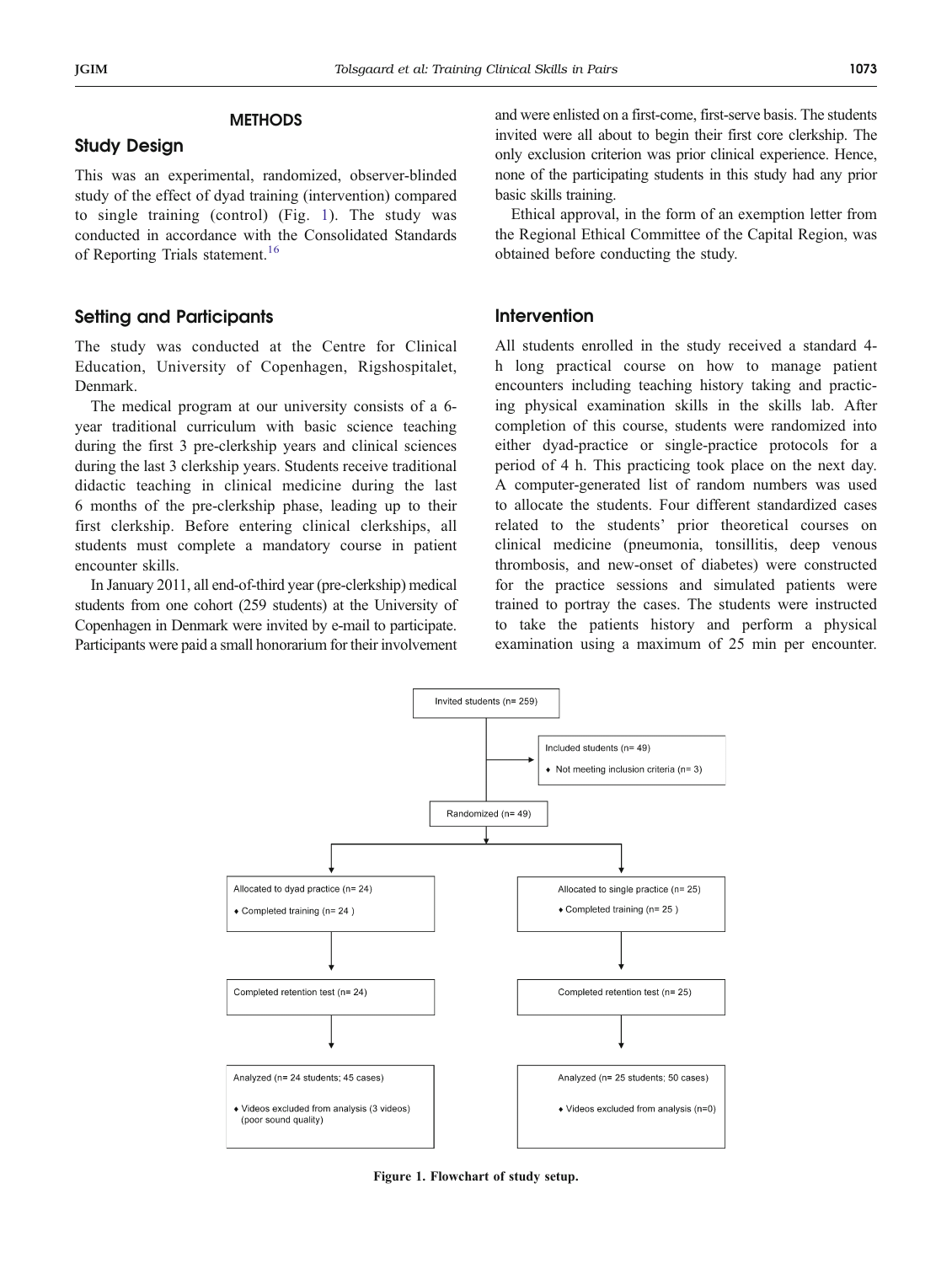## METHODS

### Study Design

This was an experimental, randomized, observer-blinded study of the effect of dyad training (intervention) compared to single training (control) (Fig. 1). The study was conducted in accordance with the Consolidated Standards of Reporting Trials statement.[16]

### Setting and Participants

The study was conducted at the Centre for Clinical Education, University of Copenhagen, Rigshospitalet, Denmark.

The medical program at our university consists of a 6-year traditional curriculum with basic science teaching during the first 3 pre-clerkship years and clinical sciences during the last 3 clerkship years. Students receive traditional didactic teaching in clinical medicine during the last 6 months of the pre-clerkship phase, leading up to their first clerkship. Before entering clinical clerkships, all students must complete a mandatory course in patient encounter skills.

In January 2011, all end-of-third year (pre-clerkship) medical students from one cohort (259 students) at the University of Copenhagen in Denmark were invited by e-mail to participate. Participants were paid a small honorarium for their involvement and were enlisted on a first-come, first-serve basis. The students invited were all about to begin their first core clerkship. The only exclusion criterion was prior clinical experience. Hence, none of the participating students in this study had any prior basic skills training.

Ethical approval, in the form of an exemption letter from the Regional Ethical Committee of the Capital Region, was obtained before conducting the study.

### Intervention

All students enrolled in the study received a standard 4-h long practical course on how to manage patient encounters including teaching history taking and practicing physical examination skills in the skills lab. After completion of this course, students were randomized into either dyad-practice or single-practice protocols for a period of 4 h. This practicing took place on the next day. A computer-generated list of random numbers was used to allocate the students. Four different standardized cases related to the students' prior theoretical courses on clinical medicine (pneumonia, tonsillitis, deep venous thrombosis, and new-onset of diabetes) were constructed for the practice sessions and simulated patients were trained to portray the cases. The students were instructed to take the patients history and perform a physical examination using a maximum of 25 min per encounter.

Invited students (n= 259)

Included students (n= 49)
- Not meeting inclusion criteria (n= 3)

Randomized (n= 49)

| Dyad practice | Single practice |
| --- | --- |
| Allocated to dyad practice (n= 24)<br>♦ Completed training (n= 24 ) | Allocated to single practice (n= 25)<br>♦ Completed training (n= 25 ) |
| Completed retention test (n= 24) | Completed retention test (n= 25) |
| Analyzed (n= 24 students; 45 cases)<br>♦ Videos excluded from analysis (3 videos) (poor sound quality) | Analyzed (n= 25 students; 50 cases)<br>♦ Videos excluded from analysis (n=0) |

**Figure 1. Flowchart of study setup.**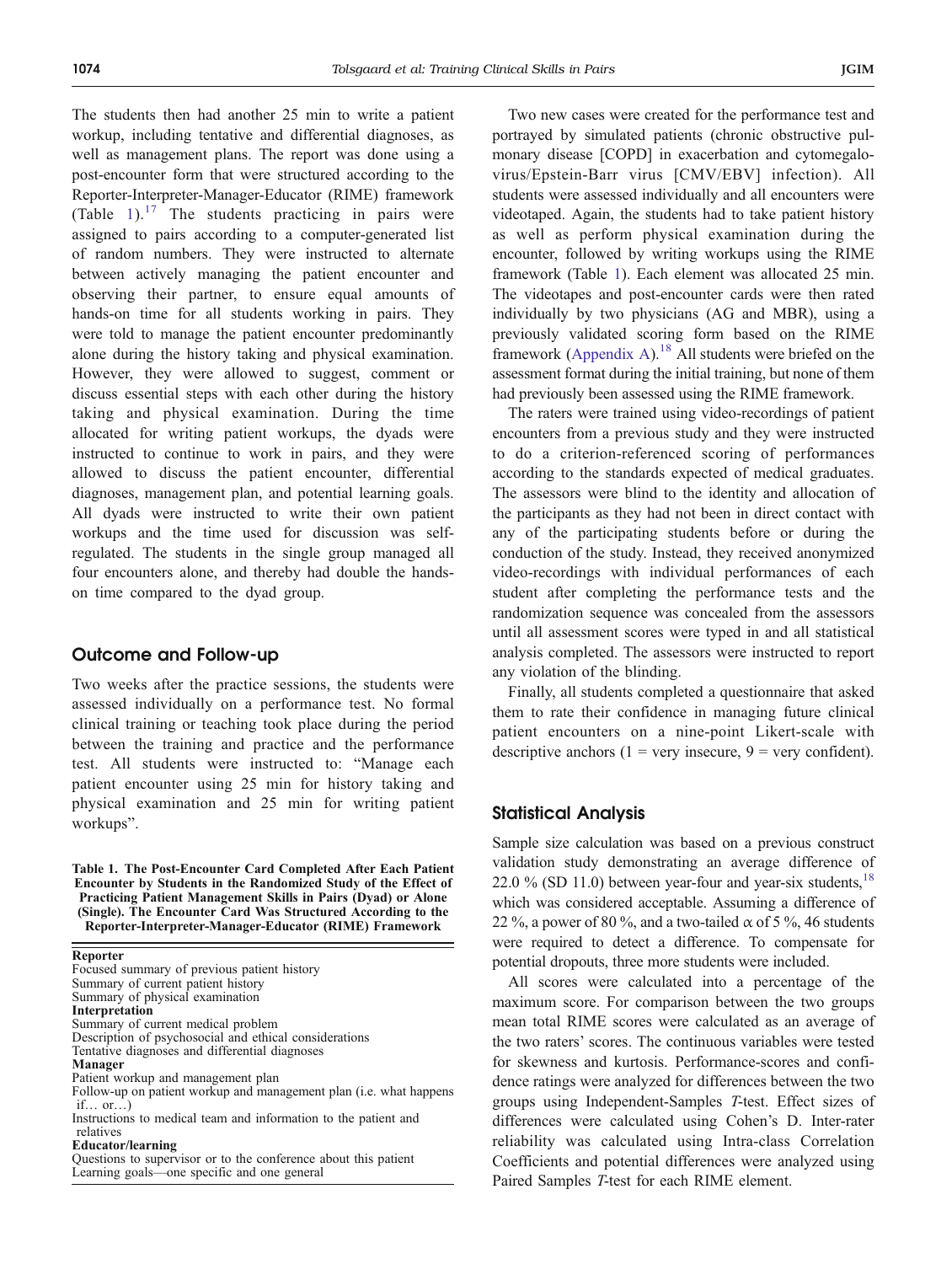The students then had another 25 min to write a patient workup, including tentative and differential diagnoses, as well as management plans. The report was done using a post-encounter form that were structured according to the Reporter-Interpreter-Manager-Educator (RIME) framework (Table 1).[17] The students practicing in pairs were assigned to pairs according to a computer-generated list of random numbers. They were instructed to alternate between actively managing the patient encounter and observing their partner, to ensure equal amounts of hands-on time for all students working in pairs. They were told to manage the patient encounter predominantly alone during the history taking and physical examination. However, they were allowed to suggest, comment or discuss essential steps with each other during the history taking and physical examination. During the time allocated for writing patient workups, the dyads were instructed to continue to work in pairs, and they were allowed to discuss the patient encounter, differential diagnoses, management plan, and potential learning goals. All dyads were instructed to write their own patient workups and the time used for discussion was self-regulated. The students in the single group managed all four encounters alone, and thereby had double the hands-on time compared to the dyad group.

## Outcome and Follow-up

Two weeks after the practice sessions, the students were assessed individually on a performance test. No formal clinical training or teaching took place during the period between the training and practice and the performance test. All students were instructed to: "Manage each patient encounter using 25 min for history taking and physical examination and 25 min for writing patient workups".

**Table 1. The Post-Encounter Card Completed After Each Patient Encounter by Students in the Randomized Study of the Effect of Practicing Patient Management Skills in Pairs (Dyad) or Alone (Single). The Encounter Card Was Structured According to the Reporter-Interpreter-Manager-Educator (RIME) Framework**

| |
|---|
| **Reporter** |
| Focused summary of previous patient history |
| Summary of current patient history |
| Summary of physical examination |
| **Interpretation** |
| Summary of current medical problem |
| Description of psychosocial and ethical considerations |
| Tentative diagnoses and differential diagnoses |
| **Manager** |
| Patient workup and management plan |
| Follow-up on patient workup and management plan (i.e. what happens if… or…) |
| Instructions to medical team and information to the patient and relatives |
| **Educator/learning** |
| Questions to supervisor or to the conference about this patient |
| Learning goals—one specific and one general |

Two new cases were created for the performance test and portrayed by simulated patients (chronic obstructive pulmonary disease [COPD] in exacerbation and cytomegalovirus/Epstein-Barr virus [CMV/EBV] infection). All students were assessed individually and all encounters were videotaped. Again, the students had to take patient history as well as perform physical examination during the encounter, followed by writing workups using the RIME framework (Table 1). Each element was allocated 25 min. The videotapes and post-encounter cards were then rated individually by two physicians (AG and MBR), using a previously validated scoring form based on the RIME framework (Appendix A).[18] All students were briefed on the assessment format during the initial training, but none of them had previously been assessed using the RIME framework.

The raters were trained using video-recordings of patient encounters from a previous study and they were instructed to do a criterion-referenced scoring of performances according to the standards expected of medical graduates. The assessors were blind to the identity and allocation of the participants as they had not been in direct contact with any of the participating students before or during the conduction of the study. Instead, they received anonymized video-recordings with individual performances of each student after completing the performance tests and the randomization sequence was concealed from the assessors until all assessment scores were typed in and all statistical analysis completed. The assessors were instructed to report any violation of the blinding.

Finally, all students completed a questionnaire that asked them to rate their confidence in managing future clinical patient encounters on a nine-point Likert-scale with descriptive anchors (1 = very insecure, 9 = very confident).

## Statistical Analysis

Sample size calculation was based on a previous construct validation study demonstrating an average difference of 22.0 % (SD 11.0) between year-four and year-six students,[18] which was considered acceptable. Assuming a difference of 22 %, a power of 80 %, and a two-tailed $\alpha$ of 5 %, 46 students were required to detect a difference. To compensate for potential dropouts, three more students were included.

All scores were calculated into a percentage of the maximum score. For comparison between the two groups mean total RIME scores were calculated as an average of the two raters' scores. The continuous variables were tested for skewness and kurtosis. Performance-scores and confidence ratings were analyzed for differences between the two groups using Independent-Samples *T*-test. Effect sizes of differences were calculated using Cohen's D. Inter-rater reliability was calculated using Intra-class Correlation Coefficients and potential differences were analyzed using Paired Samples *T*-test for each RIME element.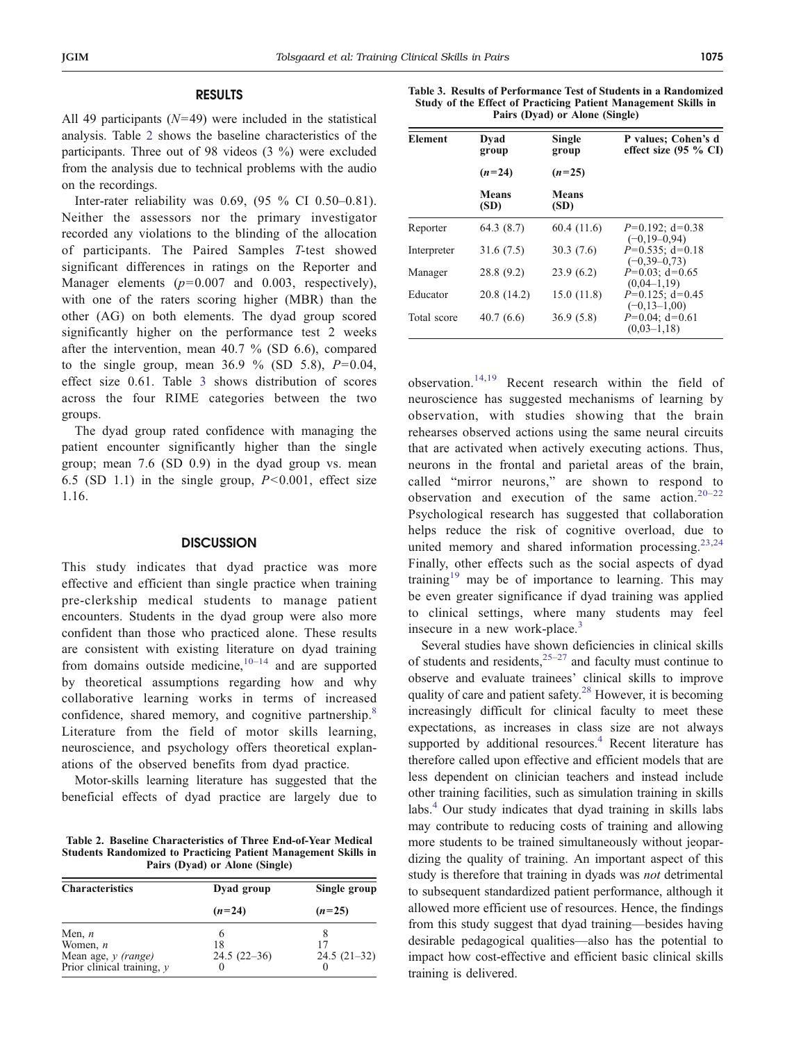## RESULTS

All 49 participants ($N$=49) were included in the statistical analysis. Table 2 shows the baseline characteristics of the participants. Three out of 98 videos (3 %) were excluded from the analysis due to technical problems with the audio on the recordings.

Inter-rater reliability was 0.69, (95 % CI 0.50–0.81). Neither the assessors nor the primary investigator recorded any violations to the blinding of the allocation of participants. The Paired Samples *T*-test showed significant differences in ratings on the Reporter and Manager elements ($p$=0.007 and 0.003, respectively), with one of the raters scoring higher (MBR) than the other (AG) on both elements. The dyad group scored significantly higher on the performance test 2 weeks after the intervention, mean 40.7 % (SD 6.6), compared to the single group, mean 36.9 % (SD 5.8), $P$=0.04, effect size 0.61. Table 3 shows distribution of scores across the four RIME categories between the two groups.

The dyad group rated confidence with managing the patient encounter significantly higher than the single group; mean 7.6 (SD 0.9) in the dyad group vs. mean 6.5 (SD 1.1) in the single group, $P$<0.001, effect size 1.16.

## DISCUSSION

This study indicates that dyad practice was more effective and efficient than single practice when training pre-clerkship medical students to manage patient encounters. Students in the dyad group were also more confident than those who practiced alone. These results are consistent with existing literature on dyad training from domains outside medicine,[10–14] and are supported by theoretical assumptions regarding how and why collaborative learning works in terms of increased confidence, shared memory, and cognitive partnership.[8] Literature from the field of motor skills learning, neuroscience, and psychology offers theoretical explanations of the observed benefits from dyad practice.

Motor-skills learning literature has suggested that the beneficial effects of dyad practice are largely due to observation.[14,19] Recent research within the field of neuroscience has suggested mechanisms of learning by observation, with studies showing that the brain rehearses observed actions using the same neural circuits that are activated when actively executing actions. Thus, neurons in the frontal and parietal areas of the brain, called "mirror neurons," are shown to respond to observation and execution of the same action.[20–22] Psychological research has suggested that collaboration helps reduce the risk of cognitive overload, due to united memory and shared information processing.[23,24] Finally, other effects such as the social aspects of dyad training[19] may be of importance to learning. This may be even greater significance if dyad training was applied to clinical settings, where many students may feel insecure in a new work-place.[3]

Several studies have shown deficiencies in clinical skills of students and residents,[25–27] and faculty must continue to observe and evaluate trainees' clinical skills to improve quality of care and patient safety.[28] However, it is becoming increasingly difficult for clinical faculty to meet these expectations, as increases in class size are not always supported by additional resources.[4] Recent literature has therefore called upon effective and efficient models that are less dependent on clinician teachers and instead include other training facilities, such as simulation training in skills labs.[4] Our study indicates that dyad training in skills labs may contribute to reducing costs of training and allowing more students to be trained simultaneously without jeopardizing the quality of training. An important aspect of this study is therefore that training in dyads was *not* detrimental to subsequent standardized patient performance, although it allowed more efficient use of resources. Hence, the findings from this study suggest that dyad training—besides having desirable pedagogical qualities—also has the potential to impact how cost-effective and efficient basic clinical skills training is delivered.

**Table 2. Baseline Characteristics of Three End-of-Year Medical Students Randomized to Practicing Patient Management Skills in Pairs (Dyad) or Alone (Single)**

| Characteristics | Dyad group | Single group |
|---|---|---|
| | ($n$=24) | ($n$=25) |
| Men, *n* | 6 | 8 |
| Women, *n* | 18 | 17 |
| Mean age, *y (range)* | 24.5 (22–36) | 24.5 (21–32) |
| Prior clinical training, *y* | 0 | 0 |

**Table 3. Results of Performance Test of Students in a Randomized Study of the Effect of Practicing Patient Management Skills in Pairs (Dyad) or Alone (Single)**

| Element | Dyad group | Single group | P values; Cohen's d effect size (95 % CI) |
|---|---|---|---|
| | ($n$=24) | ($n$=25) | |
| | Means (SD) | Means (SD) | |
| Reporter | 64.3 (8.7) | 60.4 (11.6) | $P$=0.192; d=0.38 (−0,19–0,94) |
| Interpreter | 31.6 (7.5) | 30.3 (7.6) | $P$=0.535; d=0.18 (−0,39–0,73) |
| Manager | 28.8 (9.2) | 23.9 (6.2) | $P$=0.03; d=0.65 (0,04–1,19) |
| Educator | 20.8 (14.2) | 15.0 (11.8) | $P$=0.125; d=0.45 (−0,13–1,00) |
| Total score | 40.7 (6.6) | 36.9 (5.8) | $P$=0.04; d=0.61 (0,03–1,18) |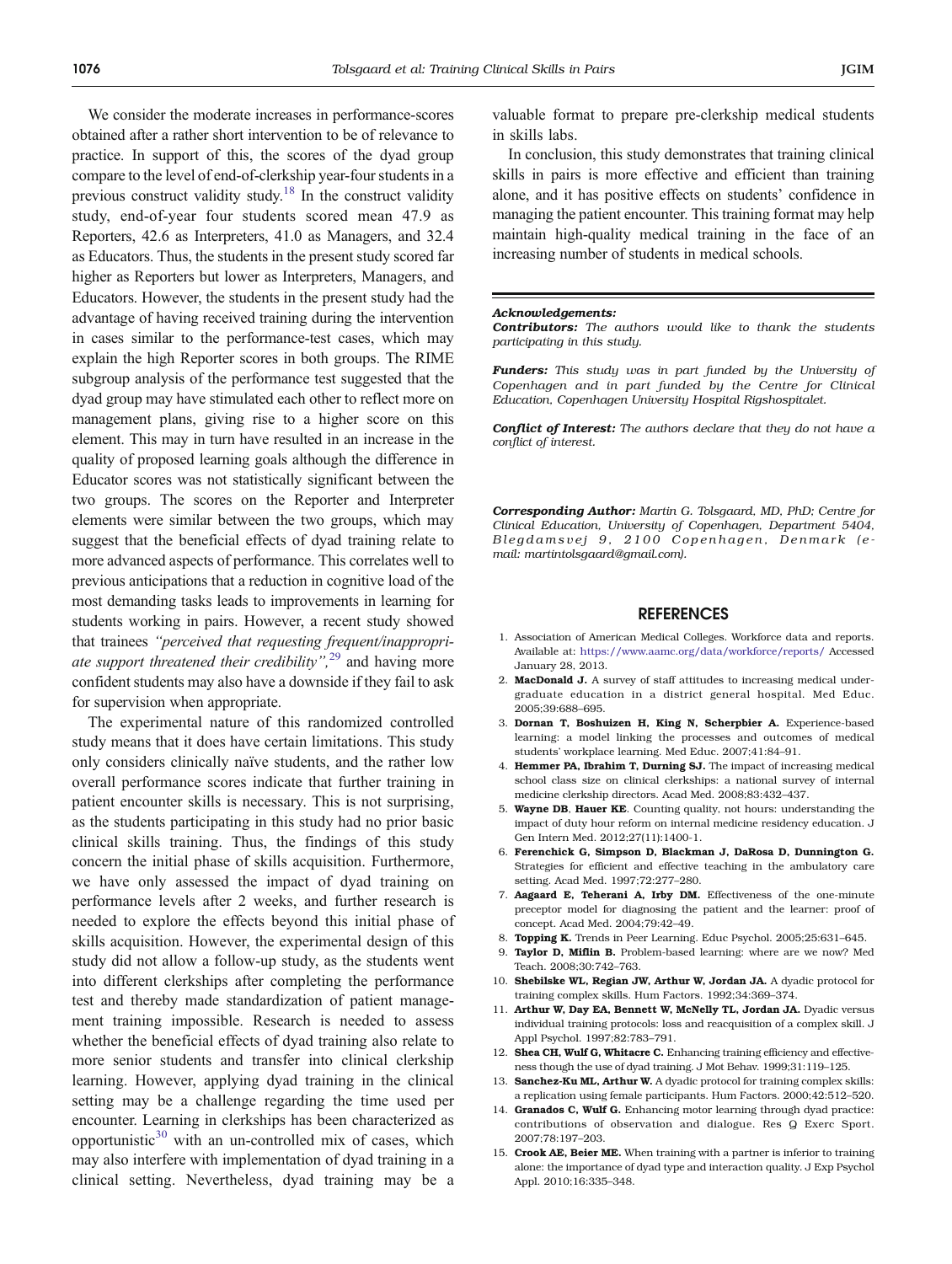We consider the moderate increases in performance-scores obtained after a rather short intervention to be of relevance to practice. In support of this, the scores of the dyad group compare to the level of end-of-clerkship year-four students in a previous construct validity study.[18] In the construct validity study, end-of-year four students scored mean 47.9 as Reporters, 42.6 as Interpreters, 41.0 as Managers, and 32.4 as Educators. Thus, the students in the present study scored far higher as Reporters but lower as Interpreters, Managers, and Educators. However, the students in the present study had the advantage of having received training during the intervention in cases similar to the performance-test cases, which may explain the high Reporter scores in both groups. The RIME subgroup analysis of the performance test suggested that the dyad group may have stimulated each other to reflect more on management plans, giving rise to a higher score on this element. This may in turn have resulted in an increase in the quality of proposed learning goals although the difference in Educator scores was not statistically significant between the two groups. The scores on the Reporter and Interpreter elements were similar between the two groups, which may suggest that the beneficial effects of dyad training relate to more advanced aspects of performance. This correlates well to previous anticipations that a reduction in cognitive load of the most demanding tasks leads to improvements in learning for students working in pairs. However, a recent study showed that trainees *"perceived that requesting frequent/inappropriate support threatened their credibility"*,[29] and having more confident students may also have a downside if they fail to ask for supervision when appropriate.

The experimental nature of this randomized controlled study means that it does have certain limitations. This study only considers clinically naïve students, and the rather low overall performance scores indicate that further training in patient encounter skills is necessary. This is not surprising, as the students participating in this study had no prior basic clinical skills training. Thus, the findings of this study concern the initial phase of skills acquisition. Furthermore, we have only assessed the impact of dyad training on performance levels after 2 weeks, and further research is needed to explore the effects beyond this initial phase of skills acquisition. However, the experimental design of this study did not allow a follow-up study, as the students went into different clerkships after completing the performance test and thereby made standardization of patient management training impossible. Research is needed to assess whether the beneficial effects of dyad training also relate to more senior students and transfer into clinical clerkship learning. However, applying dyad training in the clinical setting may be a challenge regarding the time used per encounter. Learning in clerkships has been characterized as opportunistic[30] with an un-controlled mix of cases, which may also interfere with implementation of dyad training in a clinical setting. Nevertheless, dyad training may be a valuable format to prepare pre-clerkship medical students in skills labs.

In conclusion, this study demonstrates that training clinical skills in pairs is more effective and efficient than training alone, and it has positive effects on students' confidence in managing the patient encounter. This training format may help maintain high-quality medical training in the face of an increasing number of students in medical schools.

***Acknowledgements:***

***Contributors:*** *The authors would like to thank the students participating in this study.*

***Funders:*** *This study was in part funded by the University of Copenhagen and in part funded by the Centre for Clinical Education, Copenhagen University Hospital Rigshospitalet.*

***Conflict of Interest:*** *The authors declare that they do not have a conflict of interest.*

***Corresponding Author:*** *Martin G. Tolsgaard, MD, PhD; Centre for Clinical Education, University of Copenhagen, Department 5404, Blegdamsvej 9, 2100 Copenhagen, Denmark (e-mail: martintolsgaard@gmail.com).*

## REFERENCES

1. Association of American Medical Colleges. Workforce data and reports. Available at: https://www.aamc.org/data/workforce/reports/ Accessed January 28, 2013.
2. **MacDonald J.** A survey of staff attitudes to increasing medical undergraduate education in a district general hospital. Med Educ. 2005;39:688–695.
3. **Dornan T, Boshuizen H, King N, Scherpbier A.** Experience-based learning: a model linking the processes and outcomes of medical students' workplace learning. Med Educ. 2007;41:84–91.
4. **Hemmer PA, Ibrahim T, Durning SJ.** The impact of increasing medical school class size on clinical clerkships: a national survey of internal medicine clerkship directors. Acad Med. 2008;83:432–437.
5. **Wayne DB, Hauer KE.** Counting quality, not hours: understanding the impact of duty hour reform on internal medicine residency education. J Gen Intern Med. 2012;27(11):1400-1.
6. **Ferenchick G, Simpson D, Blackman J, DaRosa D, Dunnington G.** Strategies for efficient and effective teaching in the ambulatory care setting. Acad Med. 1997;72:277–280.
7. **Aagaard E, Teherani A, Irby DM.** Effectiveness of the one-minute preceptor model for diagnosing the patient and the learner: proof of concept. Acad Med. 2004;79:42–49.
8. **Topping K.** Trends in Peer Learning. Educ Psychol. 2005;25:631–645.
9. **Taylor D, Miflin B.** Problem-based learning: where are we now? Med Teach. 2008;30:742–763.
10. **Shebilske WL, Regian JW, Arthur W, Jordan JA.** A dyadic protocol for training complex skills. Hum Factors. 1992;34:369–374.
11. **Arthur W, Day EA, Bennett W, McNelly TL, Jordan JA.** Dyadic versus individual training protocols: loss and reacquisition of a complex skill. J Appl Psychol. 1997;82:783–791.
12. **Shea CH, Wulf G, Whitacre C.** Enhancing training efficiency and effectiveness though the use of dyad training. J Mot Behav. 1999;31:119–125.
13. **Sanchez-Ku ML, Arthur W.** A dyadic protocol for training complex skills: a replication using female participants. Hum Factors. 2000;42:512–520.
14. **Granados C, Wulf G.** Enhancing motor learning through dyad practice: contributions of observation and dialogue. Res Q Exerc Sport. 2007;78:197–203.
15. **Crook AE, Beier ME.** When training with a partner is inferior to training alone: the importance of dyad type and interaction quality. J Exp Psychol Appl. 2010;16:335–348.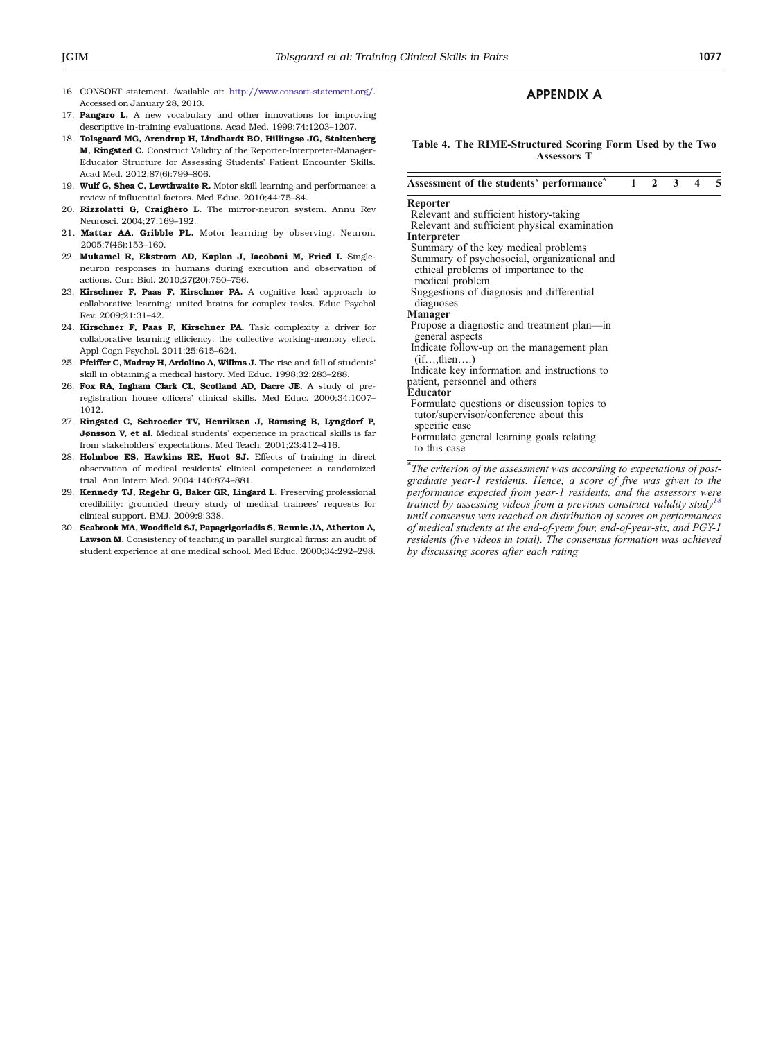16. CONSORT statement. Available at: http://www.consort-statement.org/. Accessed on January 28, 2013.
17. **Pangaro L.** A new vocabulary and other innovations for improving descriptive in-training evaluations. Acad Med. 1999;74:1203–1207.
18. **Tolsgaard MG, Arendrup H, Lindhardt BO, Hillingsø JG, Stoltenberg M, Ringsted C.** Construct Validity of the Reporter-Interpreter-Manager-Educator Structure for Assessing Students' Patient Encounter Skills. Acad Med. 2012;87(6):799–806.
19. **Wulf G, Shea C, Lewthwaite R.** Motor skill learning and performance: a review of influential factors. Med Educ. 2010;44:75–84.
20. **Rizzolatti G, Craighero L.** The mirror-neuron system. Annu Rev Neurosci. 2004;27:169–192.
21. **Mattar AA, Gribble PL.** Motor learning by observing. Neuron. 2005;7(46):153–160.
22. **Mukamel R, Ekstrom AD, Kaplan J, Iacoboni M, Fried I.** Single-neuron responses in humans during execution and observation of actions. Curr Biol. 2010;27(20):750–756.
23. **Kirschner F, Paas F, Kirschner PA.** A cognitive load approach to collaborative learning: united brains for complex tasks. Educ Psychol Rev. 2009;21:31–42.
24. **Kirschner F, Paas F, Kirschner PA.** Task complexity a driver for collaborative learning efficiency: the collective working-memory effect. Appl Cogn Psychol. 2011;25:615–624.
25. **Pfeiffer C, Madray H, Ardolino A, Willms J.** The rise and fall of students' skill in obtaining a medical history. Med Educ. 1998;32:283–288.
26. **Fox RA, Ingham Clark CL, Scotland AD, Dacre JE.** A study of pre-registration house officers' clinical skills. Med Educ. 2000;34:1007–1012.
27. **Ringsted C, Schroeder TV, Henriksen J, Ramsing B, Lyngdorf P, Jønsson V, et al.** Medical students' experience in practical skills is far from stakeholders' expectations. Med Teach. 2001;23:412–416.
28. **Holmboe ES, Hawkins RE, Huot SJ.** Effects of training in direct observation of medical residents' clinical competence: a randomized trial. Ann Intern Med. 2004;140:874–881.
29. **Kennedy TJ, Regehr G, Baker GR, Lingard L.** Preserving professional credibility: grounded theory study of medical trainees' requests for clinical support. BMJ. 2009;9:338.
30. **Seabrook MA, Woodfield SJ, Papagrigoriadis S, Rennie JA, Atherton A, Lawson M.** Consistency of teaching in parallel surgical firms: an audit of student experience at one medical school. Med Educ. 2000;34:292–298.

## APPENDIX A

**Table 4. The RIME-Structured Scoring Form Used by the Two Assessors T**

| Assessment of the students' performance* | 1 | 2 | 3 | 4 | 5 |
|---|---|---|---|---|---|
| **Reporter** | | | | | |
| Relevant and sufficient history-taking | | | | | |
| Relevant and sufficient physical examination | | | | | |
| **Interpreter** | | | | | |
| Summary of the key medical problems | | | | | |
| Summary of psychosocial, organizational and ethical problems of importance to the medical problem | | | | | |
| Suggestions of diagnosis and differential diagnoses | | | | | |
| **Manager** | | | | | |
| Propose a diagnostic and treatment plan—in general aspects | | | | | |
| Indicate follow-up on the management plan (if…,then….) | | | | | |
| Indicate key information and instructions to patient, personnel and others | | | | | |
| **Educator** | | | | | |
| Formulate questions or discussion topics to tutor/supervisor/conference about this specific case | | | | | |
| Formulate general learning goals relating to this case | | | | | |

*\*The criterion of the assessment was according to expectations of post-graduate year-1 residents. Hence, a score of five was given to the performance expected from year-1 residents, and the assessors were trained by assessing videos from a previous construct validity study[18] until consensus was reached on distribution of scores on performances of medical students at the end-of-year four, end-of-year-six, and PGY-1 residents (five videos in total). The consensus formation was achieved by discussing scores after each rating*